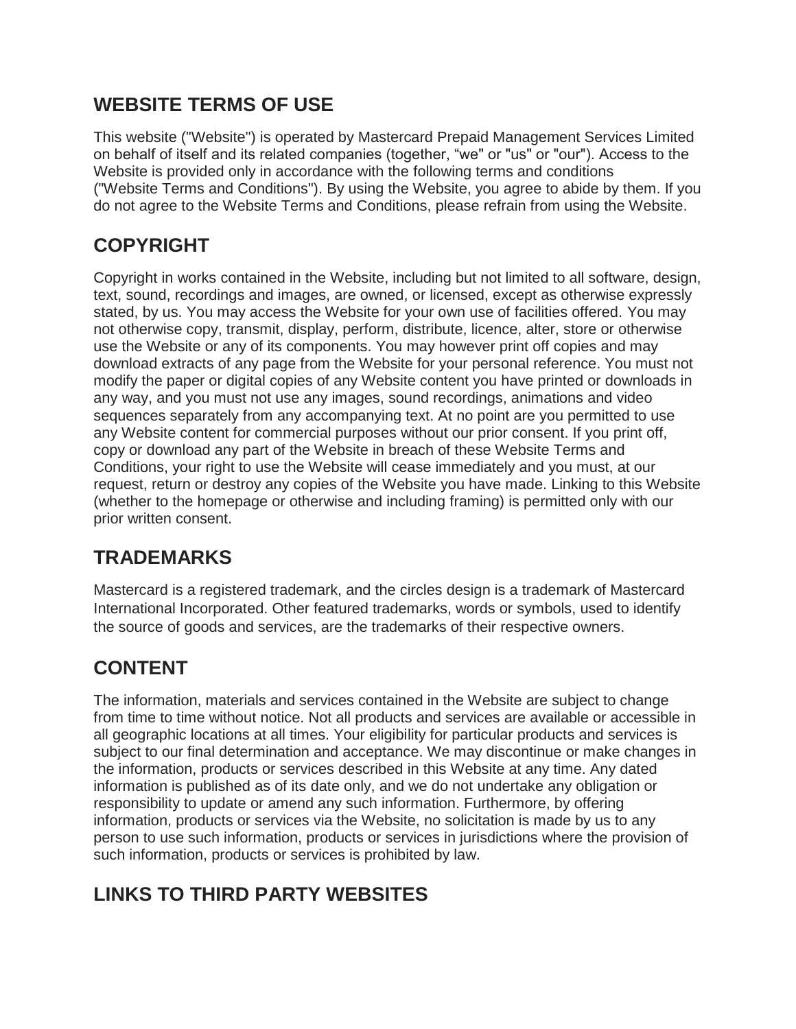## WEBSITE TERMS OF USE

This website ("Website") is operated by Mastercard Prepaid Management Services Limited on behalf of itself and its related companies (together, "we" or "us" or "our"). Access to the Website is provided only in accordance with the following terms and conditions ("Website Terms and Conditions"). By using the Website, you agree to abide by them. If you do not agree to the Website Terms and Conditions, please refrain from using the Website.

## COPYRIGHT

Copyright in works contained in the Website, including but not limited to all software, design, text, sound, recordings and images, are owned, or licensed, except as otherwise expressly stated, by us. You may access the Website for your own use of facilities offered. You may not otherwise copy, transmit, display, perform, distribute, licence, alter, store or otherwise use the Website or any of its components. You may however print off copies and may download extracts of any page from the Website for your personal reference. You must not modify the paper or digital copies of any Website content you have printed or downloads in any way, and you must not use any images, sound recordings, animations and video sequences separately from any accompanying text. At no point are you permitted to use any Website content for commercial purposes without our prior consent. If you print off, copy or download any part of the Website in breach of these Website Terms and Conditions, your right to use the Website will cease immediately and you must, at our request, return or destroy any copies of the Website you have made. Linking to this Website (whether to the homepage or otherwise and including framing) is permitted only with our prior written consent.

## TRADEMARKS

Mastercard is a registered trademark, and the circles design is a trademark of Mastercard International Incorporated. Other featured trademarks, words or symbols, used to identify the source of goods and services, are the trademarks of their respective owners.

## CONTENT

The information, materials and services contained in the Website are subject to change from time to time without notice. Not all products and services are available or accessible in all geographic locations at all times. Your eligibility for particular products and services is subject to our final determination and acceptance. We may discontinue or make changes in the information, products or services described in this Website at any time. Any dated information is published as of its date only, and we do not undertake any obligation or responsibility to update or amend any such information. Furthermore, by offering information, products or services via the Website, no solicitation is made by us to any person to use such information, products or services in jurisdictions where the provision of such information, products or services is prohibited by law.

## LINKS TO THIRD PARTY WEBSITES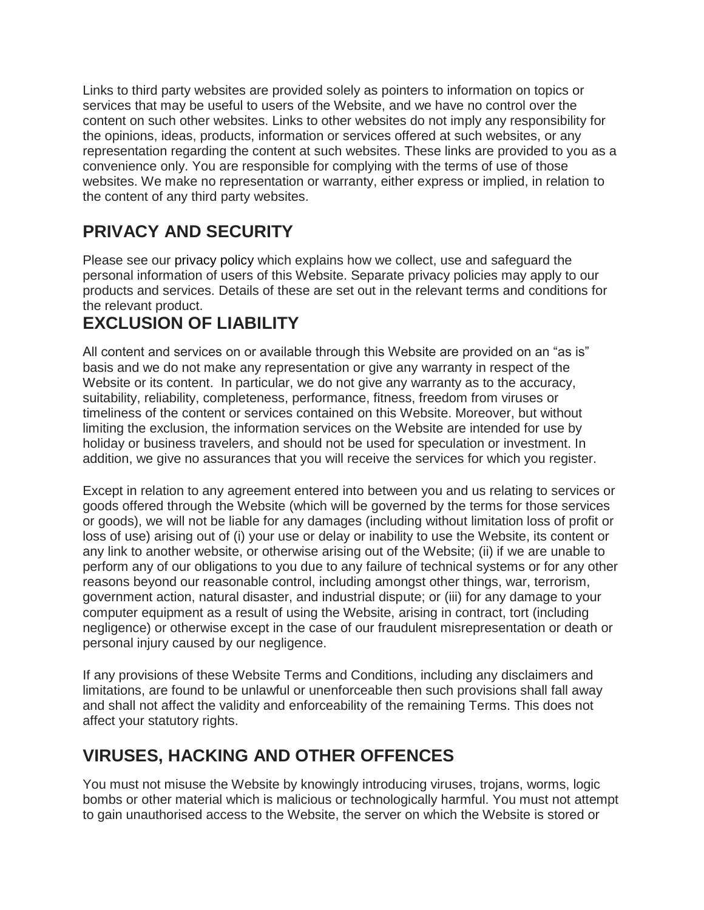Links to third party websites are provided solely as pointers to information on topics or services that may be useful to users of the Website, and we have no control over the content on such other websites. Links to other websites do not imply any responsibility for the opinions, ideas, products, information or services offered at such websites, or any representation regarding the content at such websites. These links are provided to you as a convenience only. You are responsible for complying with the terms of use of those websites. We make no representation or warranty, either express or implied, in relation to the content of any third party websites.

## PRIVACY AND SECURITY

Please see our privacy policy which explains how we collect, use and safeguard the personal information of users of this Website. Separate privacy policies may apply to our products and services. Details of these are set out in the relevant terms and conditions for the relevant product.

## EXCLUSION OF LIABILITY

All content and services on or available through this Website are provided on an "as is" basis and we do not make any representation or give any warranty in respect of the Website or its content. In particular, we do not give any warranty as to the accuracy, suitability, reliability, completeness, performance, fitness, freedom from viruses or timeliness of the content or services contained on this Website. Moreover, but without limiting the exclusion, the information services on the Website are intended for use by holiday or business travelers, and should not be used for speculation or investment. In addition, we give no assurances that you will receive the services for which you register.

Except in relation to any agreement entered into between you and us relating to services or goods offered through the Website (which will be governed by the terms for those services or goods), we will not be liable for any damages (including without limitation loss of profit or loss of use) arising out of (i) your use or delay or inability to use the Website, its content or any link to another website, or otherwise arising out of the Website; (ii) if we are unable to perform any of our obligations to you due to any failure of technical systems or for any other reasons beyond our reasonable control, including amongst other things, war, terrorism, government action, natural disaster, and industrial dispute; or (iii) for any damage to your computer equipment as a result of using the Website, arising in contract, tort (including negligence) or otherwise except in the case of our fraudulent misrepresentation or death or personal injury caused by our negligence.

If any provisions of these Website Terms and Conditions, including any disclaimers and limitations, are found to be unlawful or unenforceable then such provisions shall fall away and shall not affect the validity and enforceability of the remaining Terms. This does not affect your statutory rights.

## VIRUSES, HACKING AND OTHER OFFENCES

You must not misuse the Website by knowingly introducing viruses, trojans, worms, logic bombs or other material which is malicious or technologically harmful. You must not attempt to gain unauthorised access to the Website, the server on which the Website is stored or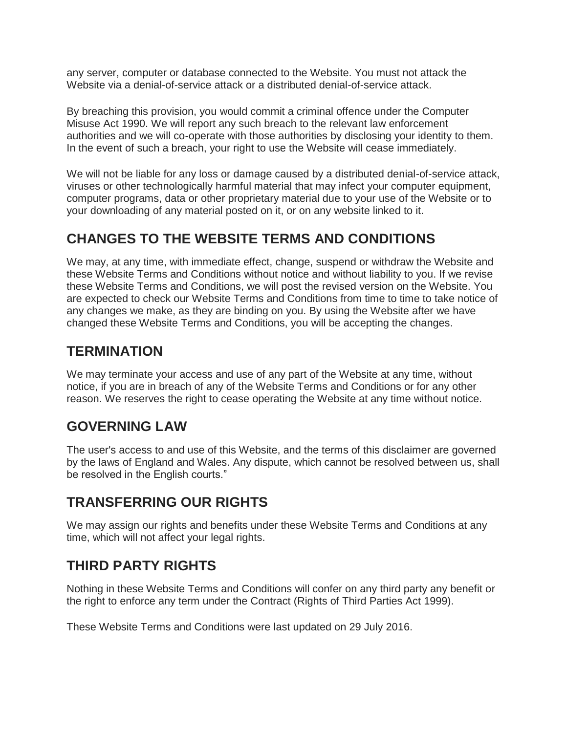any server, computer or database connected to the Website. You must not attack the Website via a denial-of-service attack or a distributed denial-of-service attack.

By breaching this provision, you would commit a criminal offence under the Computer Misuse Act 1990. We will report any such breach to the relevant law enforcement authorities and we will co-operate with those authorities by disclosing your identity to them. In the event of such a breach, your right to use the Website will cease immediately.

We will not be liable for any loss or damage caused by a distributed denial-of-service attack, viruses or other technologically harmful material that may infect your computer equipment, computer programs, data or other proprietary material due to your use of the Website or to your downloading of any material posted on it, or on any website linked to it.

## CHANGES TO THE WEBSITE TERMS AND CONDITIONS

We may, at any time, with immediate effect, change, suspend or withdraw the Website and these Website Terms and Conditions without notice and without liability to you. If we revise these Website Terms and Conditions, we will post the revised version on the Website. You are expected to check our Website Terms and Conditions from time to time to take notice of any changes we make, as they are binding on you. By using the Website after we have changed these Website Terms and Conditions, you will be accepting the changes.

## TERMINATION

We may terminate your access and use of any part of the Website at any time, without notice, if you are in breach of any of the Website Terms and Conditions or for any other reason. We reserves the right to cease operating the Website at any time without notice.

## GOVERNING LAW

The user's access to and use of this Website, and the terms of this disclaimer are governed by the laws of England and Wales. Any dispute, which cannot be resolved between us, shall be resolved in the English courts."

## TRANSFERRING OUR RIGHTS

We may assign our rights and benefits under these Website Terms and Conditions at any time, which will not affect your legal rights.

## THIRD PARTY RIGHTS

Nothing in these Website Terms and Conditions will confer on any third party any benefit or the right to enforce any term under the Contract (Rights of Third Parties Act 1999).

These Website Terms and Conditions were last updated on 29 July 2016.